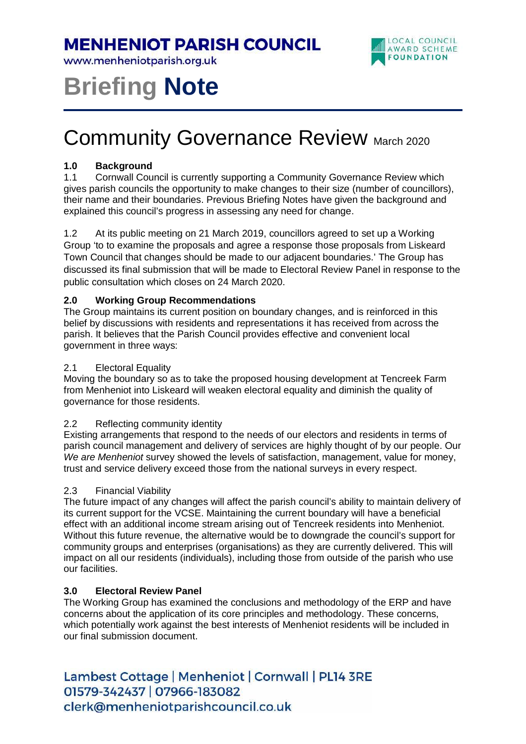# MENHENIOT PARISH COUNCIL

www.menheniotparish.org.uk

LOCAL COUNCIL AWARD SCHEME FOUNDATION

# Briefing **Note**

## Community Governance Review March 2020

### 1.0 Background

1.1 Cornwall Council is currently supporting a Community Governance Review which gives parish councils the opportunity to make changes to their size (number of councillors), their name and their boundaries. Previous Briefing Notes have given the background and explained this council's progress in assessing any need for change.

1.2 At its public meeting on 21 March 2019, councillors agreed to set up a Working Group 'to to examine the proposals and agree a response those proposals from Liskeard Town Council that changes should be made to our adjacent boundaries.' The Group has discussed its final submission that will be made to Electoral Review Panel in response to the public consultation which closes on 24 March 2020.

### 2.0 Working Group Recommendations

The Group maintains its current position on boundary changes, and is reinforced in this belief by discussions with residents and representations it has received from across the parish. It believes that the Parish Council provides effective and convenient local government in three ways:

2.1 Electoral Equality

Moving the boundary so as to take the proposed housing development at Tencreek Farm from Menheniot into Liskeard will weaken electoral equality and diminish the quality of governance for those residents.

2.2 Reflecting community identity

Existing arrangements that respond to the needs of our electors and residents in terms of parish council management and delivery of services are highly thought of by our people. Our *We are Menheniot* survey showed the levels of satisfaction, management, value for money, trust and service delivery exceed those from the national surveys in every respect.

2.3 Financial Viability

The future impact of any changes will affect the parish council's ability to maintain delivery of its current support for the VCSE. Maintaining the current boundary will have a beneficial effect with an additional income stream arising out of Tencreek residents into Menheniot. Without this future revenue, the alternative would be to downgrade the council's support for community groups and enterprises (organisations) as they are currently delivered. This will impact on all our residents (individuals), including those from outside of the parish who use our facilities.

### 3.0 Electoral Review Panel

The Working Group has examined the conclusions and methodology of the ERP and have concerns about the application of its core principles and methodology. These concerns, which potentially work against the best interests of Menheniot residents will be included in our final submission document.

Lambest Cottage | Menheniot | Cornwall | PL14 3RE
01579-342437 | 07966-183082
clerk@menheniotparishcouncil.co.uk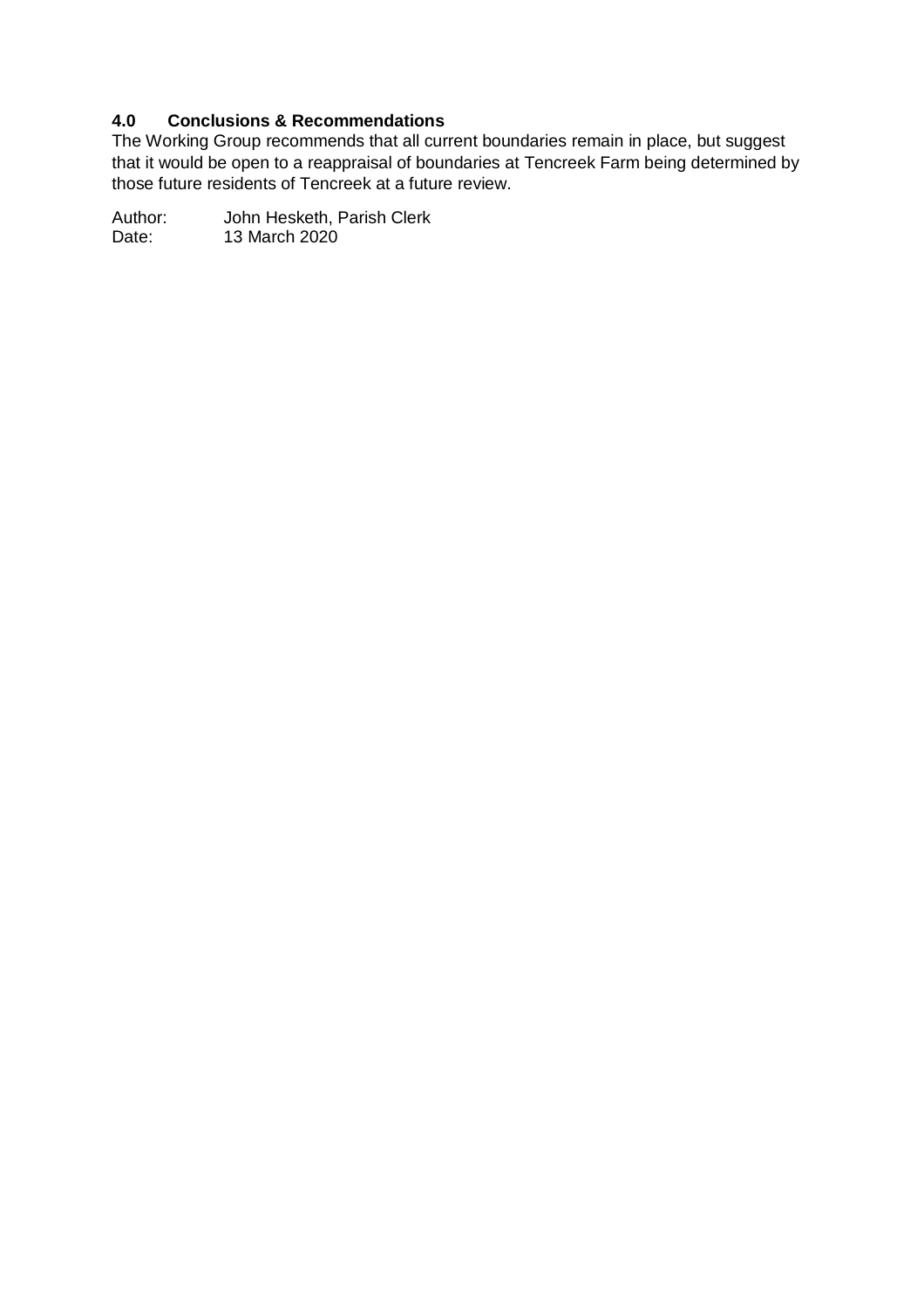## 4.0 Conclusions & Recommendations

The Working Group recommends that all current boundaries remain in place, but suggest that it would be open to a reappraisal of boundaries at Tencreek Farm being determined by those future residents of Tencreek at a future review.

Author: John Hesketh, Parish Clerk
Date: 13 March 2020